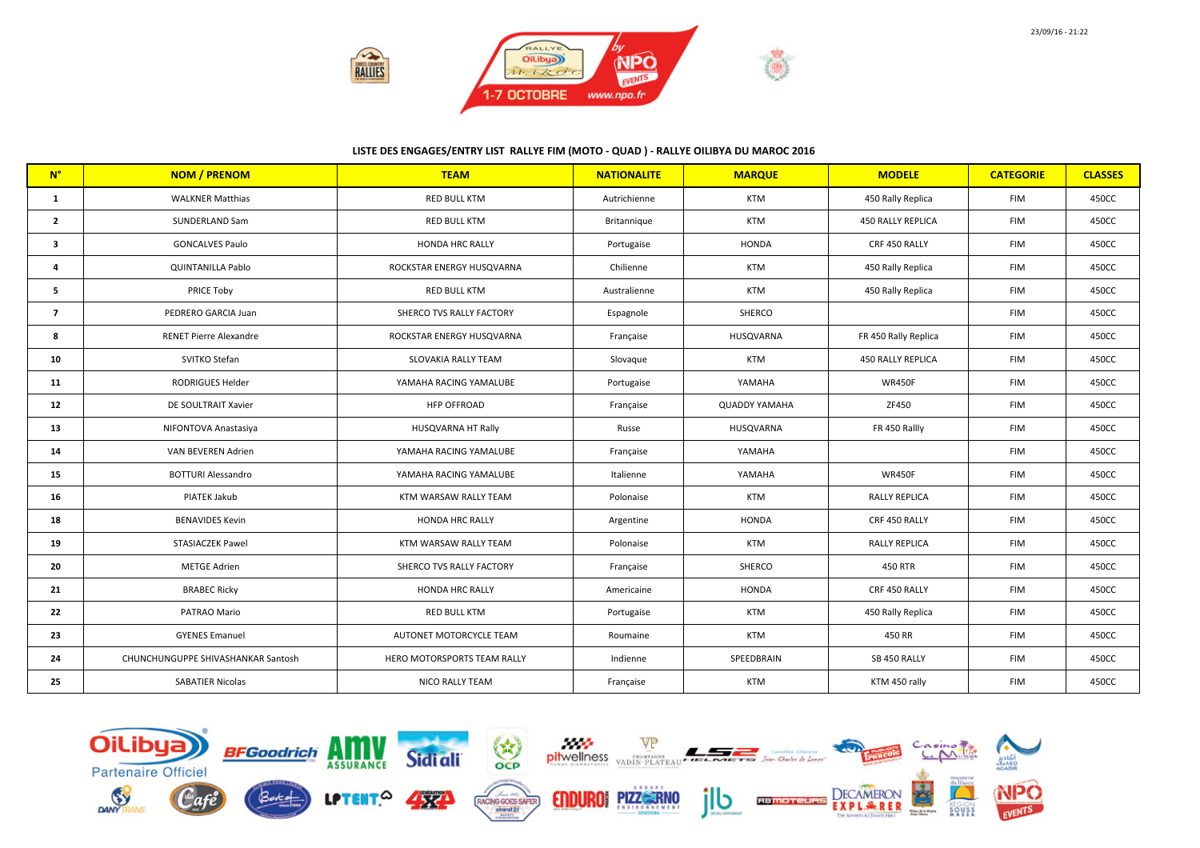### LISTE DES ENGAGES/ENTRY LIST RALLYE FIM (MOTO - QUAD ) - RALLYE OILIBYA DU MAROC 2016

| N° | NOM / PRENOM | TEAM | NATIONALITE | MARQUE | MODELE | CATEGORIE | CLASSES |
|---|---|---|---|---|---|---|---|
| 1 | WALKNER Matthias | RED BULL KTM | Autrichienne | KTM | 450 Rally Replica | FIM | 450CC |
| 2 | SUNDERLAND Sam | RED BULL KTM | Britannique | KTM | 450 RALLY REPLICA | FIM | 450CC |
| 3 | GONCALVES Paulo | HONDA HRC RALLY | Portugaise | HONDA | CRF 450 RALLY | FIM | 450CC |
| 4 | QUINTANILLA Pablo | ROCKSTAR ENERGY HUSQVARNA | Chilienne | KTM | 450 Rally Replica | FIM | 450CC |
| 5 | PRICE Toby | RED BULL KTM | Australienne | KTM | 450 Rally Replica | FIM | 450CC |
| 7 | PEDRERO GARCIA Juan | SHERCO TVS RALLY FACTORY | Espagnole | SHERCO | | FIM | 450CC |
| 8 | RENET Pierre Alexandre | ROCKSTAR ENERGY HUSQVARNA | Française | HUSQVARNA | FR 450 Rally Replica | FIM | 450CC |
| 10 | SVITKO Stefan | SLOVAKIA RALLY TEAM | Slovaque | KTM | 450 RALLY REPLICA | FIM | 450CC |
| 11 | RODRIGUES Helder | YAMAHA RACING YAMALUBE | Portugaise | YAMAHA | WR450F | FIM | 450CC |
| 12 | DE SOULTRAIT Xavier | HFP OFFROAD | Française | QUADDY YAMAHA | ZF450 | FIM | 450CC |
| 13 | NIFONTOVA Anastasiya | HUSQVARNA HT Rally | Russe | HUSQVARNA | FR 450 Rallly | FIM | 450CC |
| 14 | VAN BEVEREN Adrien | YAMAHA RACING YAMALUBE | Française | YAMAHA | | FIM | 450CC |
| 15 | BOTTURI Alessandro | YAMAHA RACING YAMALUBE | Italienne | YAMAHA | WR450F | FIM | 450CC |
| 16 | PIATEK Jakub | KTM WARSAW RALLY TEAM | Polonaise | KTM | RALLY REPLICA | FIM | 450CC |
| 18 | BENAVIDES Kevin | HONDA HRC RALLY | Argentine | HONDA | CRF 450 RALLY | FIM | 450CC |
| 19 | STASIACZEK Pawel | KTM WARSAW RALLY TEAM | Polonaise | KTM | RALLY REPLICA | FIM | 450CC |
| 20 | METGE Adrien | SHERCO TVS RALLY FACTORY | Française | SHERCO | 450 RTR | FIM | 450CC |
| 21 | BRABEC Ricky | HONDA HRC RALLY | Americaine | HONDA | CRF 450 RALLY | FIM | 450CC |
| 22 | PATRAO Mario | RED BULL KTM | Portugaise | KTM | 450 Rally Replica | FIM | 450CC |
| 23 | GYENES Emanuel | AUTONET MOTORCYCLE TEAM | Roumaine | KTM | 450 RR | FIM | 450CC |
| 24 | CHUNCHUNGUPPE SHIVASHANKAR Santosh | HERO MOTORSPORTS TEAM RALLY | Indienne | SPEEDBRAIN | SB 450 RALLY | FIM | 450CC |
| 25 | SABATIER Nicolas | NICO RALLY TEAM | Française | KTM | KTM 450 rally | FIM | 450CC |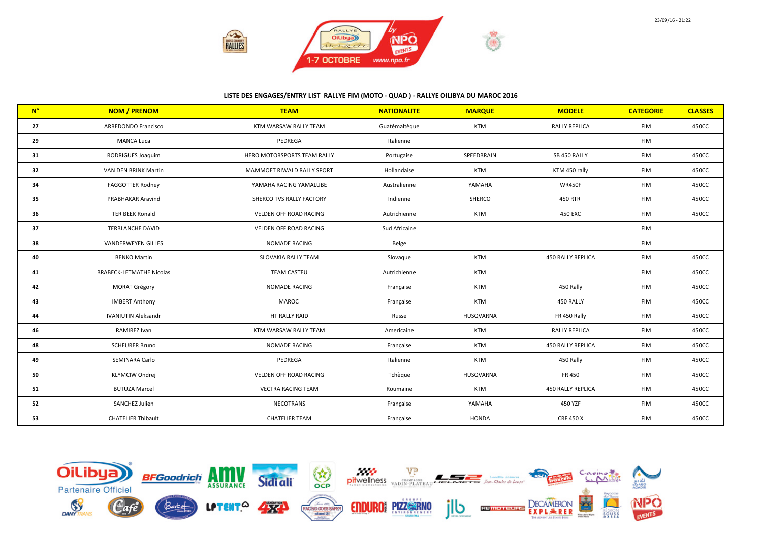**LISTE DES ENGAGES/ENTRY LIST RALLYE FIM (MOTO - QUAD ) - RALLYE OILIBYA DU MAROC 2016**

| N° | NOM / PRENOM | TEAM | NATIONALITE | MARQUE | MODELE | CATEGORIE | CLASSES |
|---|---|---|---|---|---|---|---|
| 27 | ARREDONDO Francisco | KTM WARSAW RALLY TEAM | Guatémaltèque | KTM | RALLY REPLICA | FIM | 450CC |
| 29 | MANCA Luca | PEDREGA | Italienne | | | FIM | |
| 31 | RODRIGUES Joaquim | HERO MOTORSPORTS TEAM RALLY | Portugaise | SPEEDBRAIN | SB 450 RALLY | FIM | 450CC |
| 32 | VAN DEN BRINK Martin | MAMMOET RIWALD RALLY SPORT | Hollandaise | KTM | KTM 450 rally | FIM | 450CC |
| 34 | FAGGOTTER Rodney | YAMAHA RACING YAMALUBE | Australienne | YAMAHA | WR450F | FIM | 450CC |
| 35 | PRABHAKAR Aravind | SHERCO TVS RALLY FACTORY | Indienne | SHERCO | 450 RTR | FIM | 450CC |
| 36 | TER BEEK Ronald | VELDEN OFF ROAD RACING | Autrichienne | KTM | 450 EXC | FIM | 450CC |
| 37 | TERBLANCHE DAVID | VELDEN OFF ROAD RACING | Sud Africaine | | | FIM | |
| 38 | VANDERWEYEN GILLES | NOMADE RACING | Belge | | | FIM | |
| 40 | BENKO Martin | SLOVAKIA RALLY TEAM | Slovaque | KTM | 450 RALLY REPLICA | FIM | 450CC |
| 41 | BRABECK-LETMATHE Nicolas | TEAM CASTEU | Autrichienne | KTM | | FIM | 450CC |
| 42 | MORAT Grégory | NOMADE RACING | Française | KTM | 450 Rally | FIM | 450CC |
| 43 | IMBERT Anthony | MAROC | Française | KTM | 450 RALLY | FIM | 450CC |
| 44 | IVANIUTIN Aleksandr | HT RALLY RAID | Russe | HUSQVARNA | FR 450 Rally | FIM | 450CC |
| 46 | RAMIREZ Ivan | KTM WARSAW RALLY TEAM | Americaine | KTM | RALLY REPLICA | FIM | 450CC |
| 48 | SCHEURER Bruno | NOMADE RACING | Française | KTM | 450 RALLY REPLICA | FIM | 450CC |
| 49 | SEMINARA Carlo | PEDREGA | Italienne | KTM | 450 Rally | FIM | 450CC |
| 50 | KLYMCIW Ondrej | VELDEN OFF ROAD RACING | Tchèque | HUSQVARNA | FR 450 | FIM | 450CC |
| 51 | BUTUZA Marcel | VECTRA RACING TEAM | Roumaine | KTM | 450 RALLY REPLICA | FIM | 450CC |
| 52 | SANCHEZ Julien | NECOTRANS | Française | YAMAHA | 450 YZF | FIM | 450CC |
| 53 | CHATELIER Thibault | CHATELIER TEAM | Française | HONDA | CRF 450 X | FIM | 450CC |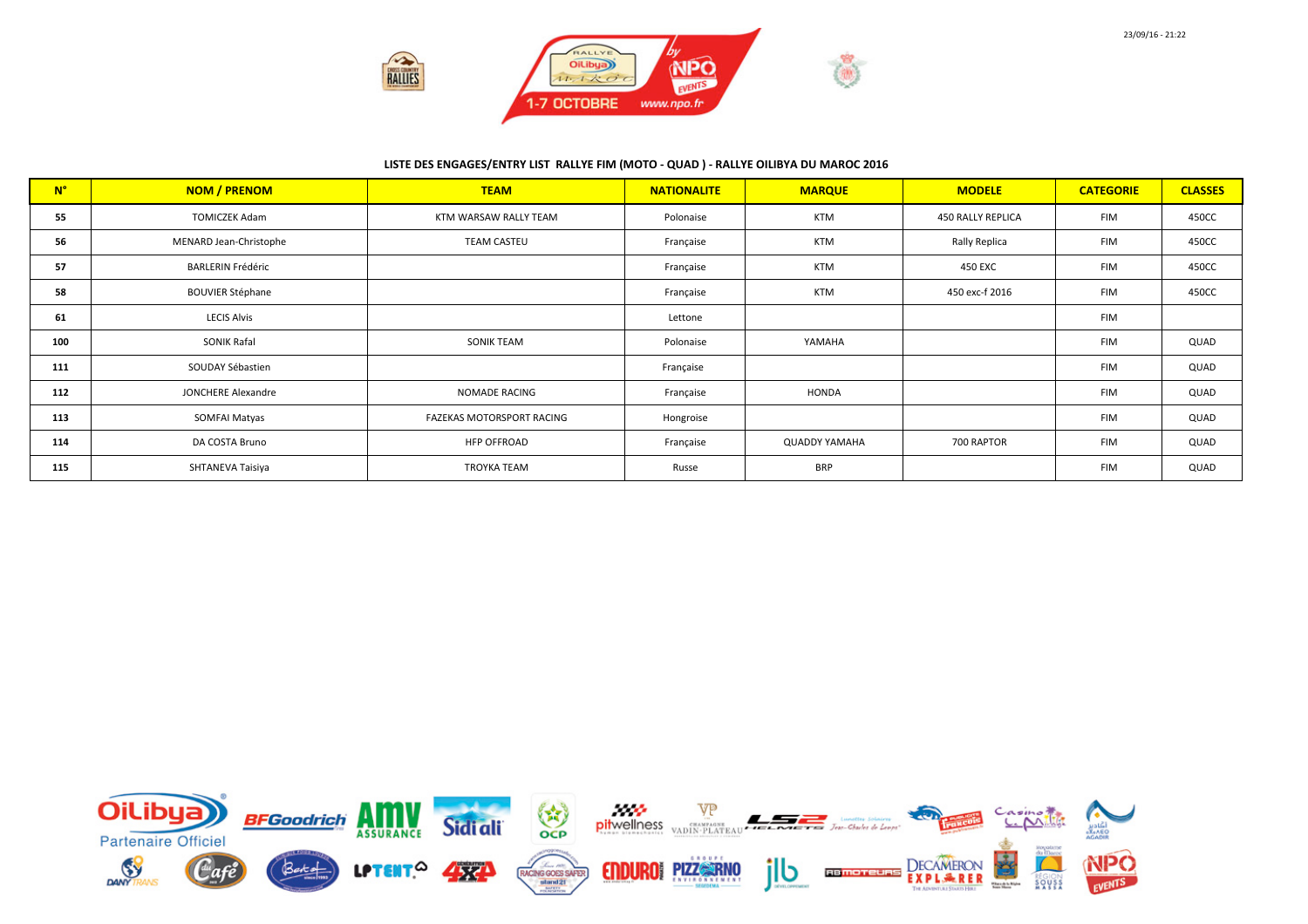**LISTE DES ENGAGES/ENTRY LIST RALLYE FIM (MOTO - QUAD ) - RALLYE OILIBYA DU MAROC 2016**

| N° | NOM / PRENOM | TEAM | NATIONALITE | MARQUE | MODELE | CATEGORIE | CLASSES |
|---|---|---|---|---|---|---|---|
| 55 | TOMICZEK Adam | KTM WARSAW RALLY TEAM | Polonaise | KTM | 450 RALLY REPLICA | FIM | 450CC |
| 56 | MENARD Jean-Christophe | TEAM CASTEU | Française | KTM | Rally Replica | FIM | 450CC |
| 57 | BARLERIN Frédéric | | Française | KTM | 450 EXC | FIM | 450CC |
| 58 | BOUVIER Stéphane | | Française | KTM | 450 exc-f 2016 | FIM | 450CC |
| 61 | LECIS Alvis | | Lettone | | | FIM | |
| 100 | SONIK Rafal | SONIK TEAM | Polonaise | YAMAHA | | FIM | QUAD |
| 111 | SOUDAY Sébastien | | Française | | | FIM | QUAD |
| 112 | JONCHERE Alexandre | NOMADE RACING | Française | HONDA | | FIM | QUAD |
| 113 | SOMFAI Matyas | FAZEKAS MOTORSPORT RACING | Hongroise | | | FIM | QUAD |
| 114 | DA COSTA Bruno | HFP OFFROAD | Française | QUADDY YAMAHA | 700 RAPTOR | FIM | QUAD |
| 115 | SHTANEVA Taisiya | TROYKA TEAM | Russe | BRP | | FIM | QUAD |